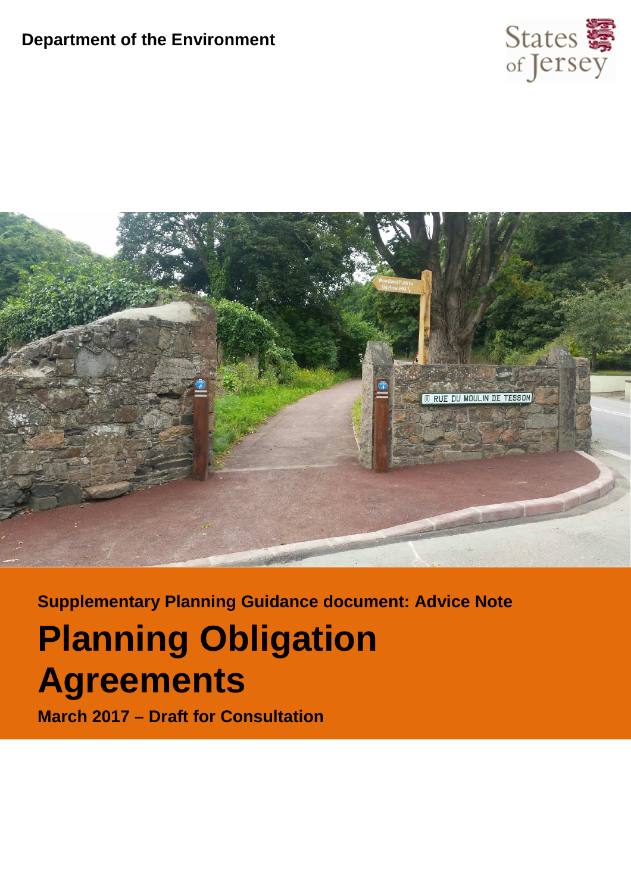**Department of the Environment**

States of Jersey

**Supplementary Planning Guidance document: Advice Note**

# Planning Obligation Agreements

**March 2017 – Draft for Consultation**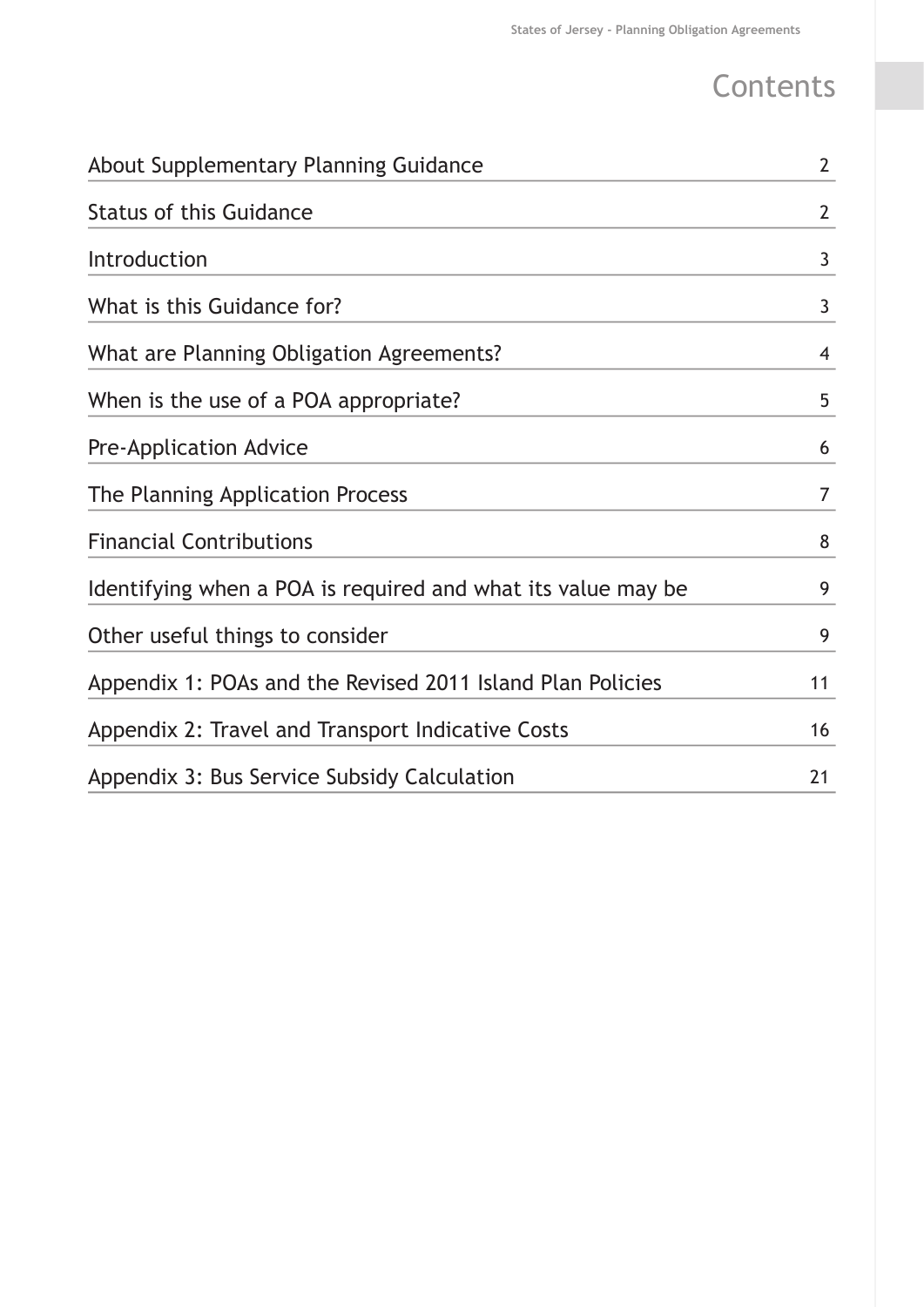# Contents

| | |
|---|---|
| About Supplementary Planning Guidance | 2 |
| Status of this Guidance | 2 |
| Introduction | 3 |
| What is this Guidance for? | 3 |
| What are Planning Obligation Agreements? | 4 |
| When is the use of a POA appropriate? | 5 |
| Pre-Application Advice | 6 |
| The Planning Application Process | 7 |
| Financial Contributions | 8 |
| Identifying when a POA is required and what its value may be | 9 |
| Other useful things to consider | 9 |
| Appendix 1: POAs and the Revised 2011 Island Plan Policies | 11 |
| Appendix 2: Travel and Transport Indicative Costs | 16 |
| Appendix 3: Bus Service Subsidy Calculation | 21 |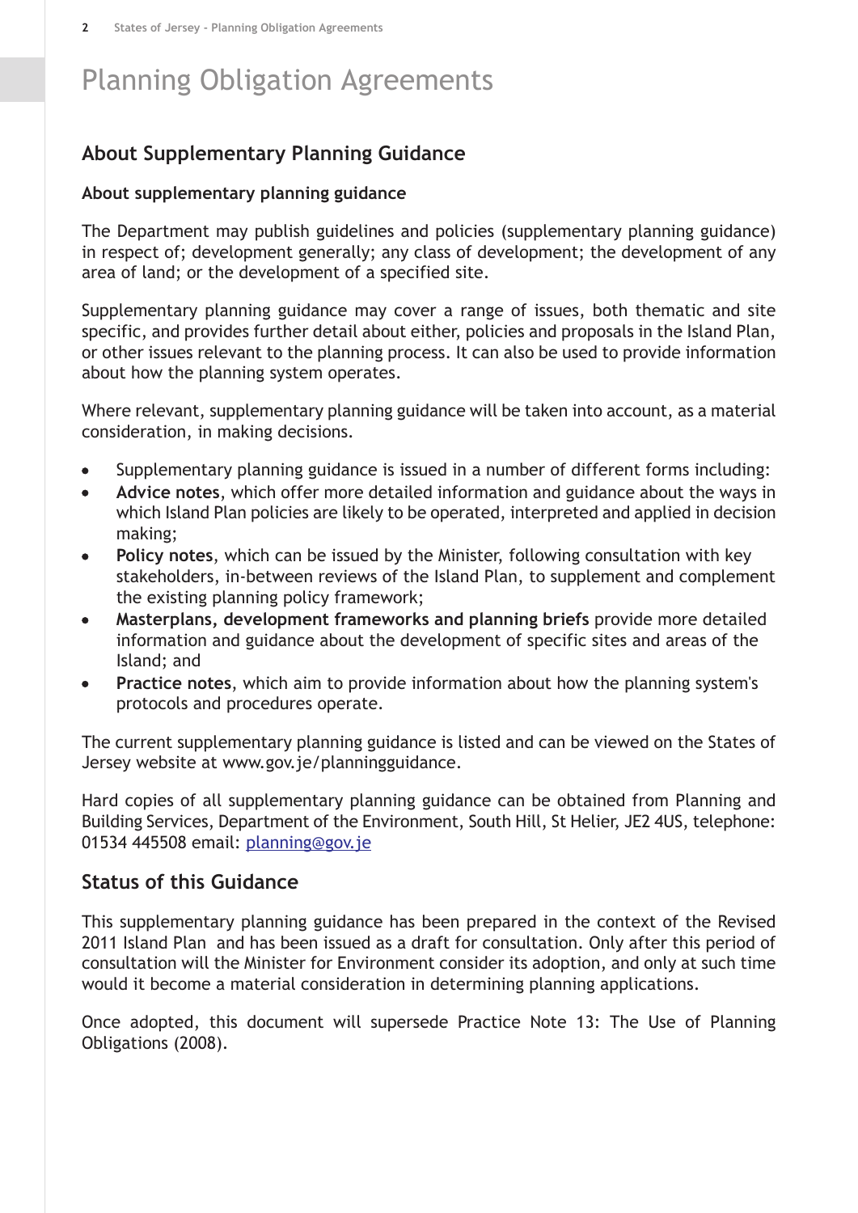# Planning Obligation Agreements

## About Supplementary Planning Guidance

### About supplementary planning guidance

The Department may publish guidelines and policies (supplementary planning guidance) in respect of; development generally; any class of development; the development of any area of land; or the development of a specified site.

Supplementary planning guidance may cover a range of issues, both thematic and site specific, and provides further detail about either, policies and proposals in the Island Plan, or other issues relevant to the planning process. It can also be used to provide information about how the planning system operates.

Where relevant, supplementary planning guidance will be taken into account, as a material consideration, in making decisions.

- Supplementary planning guidance is issued in a number of different forms including:
- **Advice notes**, which offer more detailed information and guidance about the ways in which Island Plan policies are likely to be operated, interpreted and applied in decision making;
- **Policy notes**, which can be issued by the Minister, following consultation with key stakeholders, in-between reviews of the Island Plan, to supplement and complement the existing planning policy framework;
- **Masterplans, development frameworks and planning briefs** provide more detailed information and guidance about the development of specific sites and areas of the Island; and
- **Practice notes**, which aim to provide information about how the planning system's protocols and procedures operate.

The current supplementary planning guidance is listed and can be viewed on the States of Jersey website at www.gov.je/planningguidance.

Hard copies of all supplementary planning guidance can be obtained from Planning and Building Services, Department of the Environment, South Hill, St Helier, JE2 4US, telephone: 01534 445508 email: planning@gov.je

## Status of this Guidance

This supplementary planning guidance has been prepared in the context of the Revised 2011 Island Plan and has been issued as a draft for consultation. Only after this period of consultation will the Minister for Environment consider its adoption, and only at such time would it become a material consideration in determining planning applications.

Once adopted, this document will supersede Practice Note 13: The Use of Planning Obligations (2008).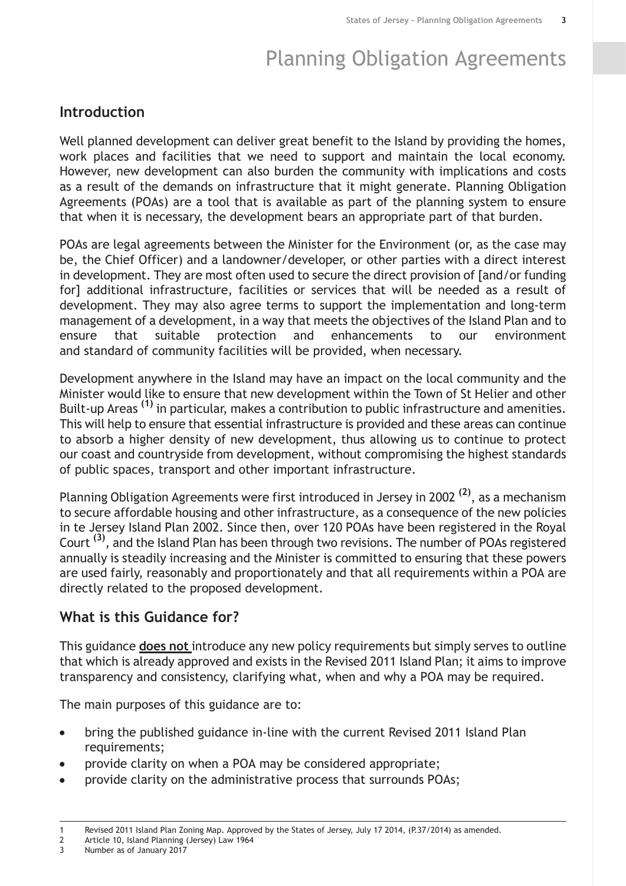# Planning Obligation Agreements

## Introduction

Well planned development can deliver great benefit to the Island by providing the homes, work places and facilities that we need to support and maintain the local economy. However, new development can also burden the community with implications and costs as a result of the demands on infrastructure that it might generate. Planning Obligation Agreements (POAs) are a tool that is available as part of the planning system to ensure that when it is necessary, the development bears an appropriate part of that burden.

POAs are legal agreements between the Minister for the Environment (or, as the case may be, the Chief Officer) and a landowner/developer, or other parties with a direct interest in development. They are most often used to secure the direct provision of [and/or funding for] additional infrastructure, facilities or services that will be needed as a result of development. They may also agree terms to support the implementation and long-term management of a development, in a way that meets the objectives of the Island Plan and to ensure that suitable protection and enhancements to our environment and standard of community facilities will be provided, when necessary.

Development anywhere in the Island may have an impact on the local community and the Minister would like to ensure that new development within the Town of St Helier and other Built-up Areas [(1)] in particular, makes a contribution to public infrastructure and amenities. This will help to ensure that essential infrastructure is provided and these areas can continue to absorb a higher density of new development, thus allowing us to continue to protect our coast and countryside from development, without compromising the highest standards of public spaces, transport and other important infrastructure.

Planning Obligation Agreements were first introduced in Jersey in 2002 [(2)], as a mechanism to secure affordable housing and other infrastructure, as a consequence of the new policies in te Jersey Island Plan 2002. Since then, over 120 POAs have been registered in the Royal Court [(3)], and the Island Plan has been through two revisions. The number of POAs registered annually is steadily increasing and the Minister is committed to ensuring that these powers are used fairly, reasonably and proportionately and that all requirements within a POA are directly related to the proposed development.

## What is this Guidance for?

This guidance **does not** introduce any new policy requirements but simply serves to outline that which is already approved and exists in the Revised 2011 Island Plan; it aims to improve transparency and consistency, clarifying what, when and why a POA may be required.

The main purposes of this guidance are to:

- bring the published guidance in-line with the current Revised 2011 Island Plan requirements;
- provide clarity on when a POA may be considered appropriate;
- provide clarity on the administrative process that surrounds POAs;

---

1 Revised 2011 Island Plan Zoning Map. Approved by the States of Jersey, July 17 2014, (P.37/2014) as amended.
2 Article 10, Island Planning (Jersey) Law 1964
3 Number as of January 2017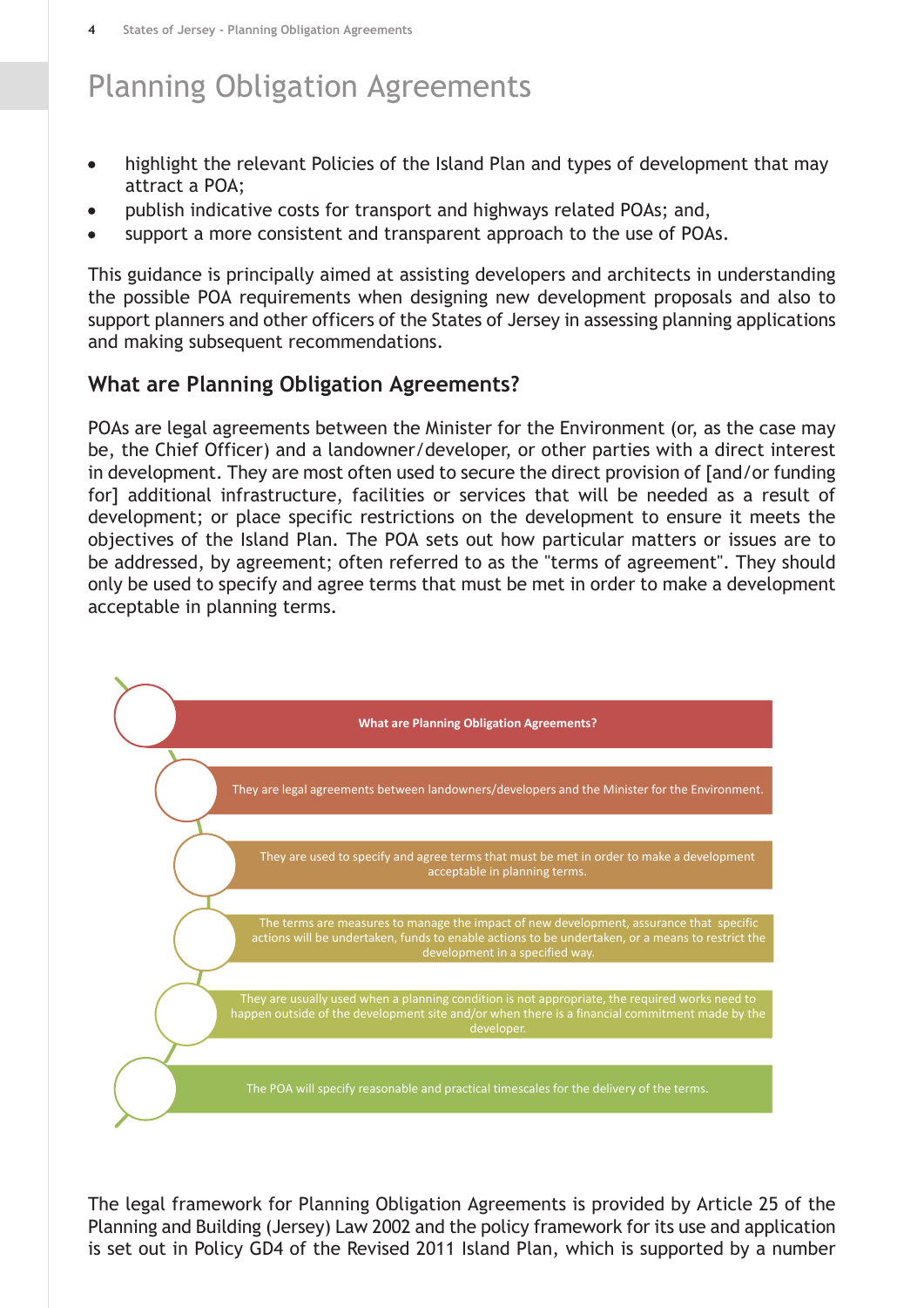# Planning Obligation Agreements

- highlight the relevant Policies of the Island Plan and types of development that may attract a POA;
- publish indicative costs for transport and highways related POAs; and,
- support a more consistent and transparent approach to the use of POAs.

This guidance is principally aimed at assisting developers and architects in understanding the possible POA requirements when designing new development proposals and also to support planners and other officers of the States of Jersey in assessing planning applications and making subsequent recommendations.

## What are Planning Obligation Agreements?

POAs are legal agreements between the Minister for the Environment (or, as the case may be, the Chief Officer) and a landowner/developer, or other parties with a direct interest in development. They are most often used to secure the direct provision of [and/or funding for] additional infrastructure, facilities or services that will be needed as a result of development; or place specific restrictions on the development to ensure it meets the objectives of the Island Plan. The POA sets out how particular matters or issues are to be addressed, by agreement; often referred to as the "terms of agreement". They should only be used to specify and agree terms that must be met in order to make a development acceptable in planning terms.

**What are Planning Obligation Agreements?**

- They are legal agreements between landowners/developers and the Minister for the Environment.
- They are used to specify and agree terms that must be met in order to make a development acceptable in planning terms.
- The terms are measures to manage the impact of new development, assurance that specific actions will be undertaken, funds to enable actions to be undertaken, or a means to restrict the development in a specified way.
- They are usually used when a planning condition is not appropriate, the required works need to happen outside of the development site and/or when there is a financial commitment made by the developer.
- The POA will specify reasonable and practical timescales for the delivery of the terms.

The legal framework for Planning Obligation Agreements is provided by Article 25 of the Planning and Building (Jersey) Law 2002 and the policy framework for its use and application is set out in Policy GD4 of the Revised 2011 Island Plan, which is supported by a number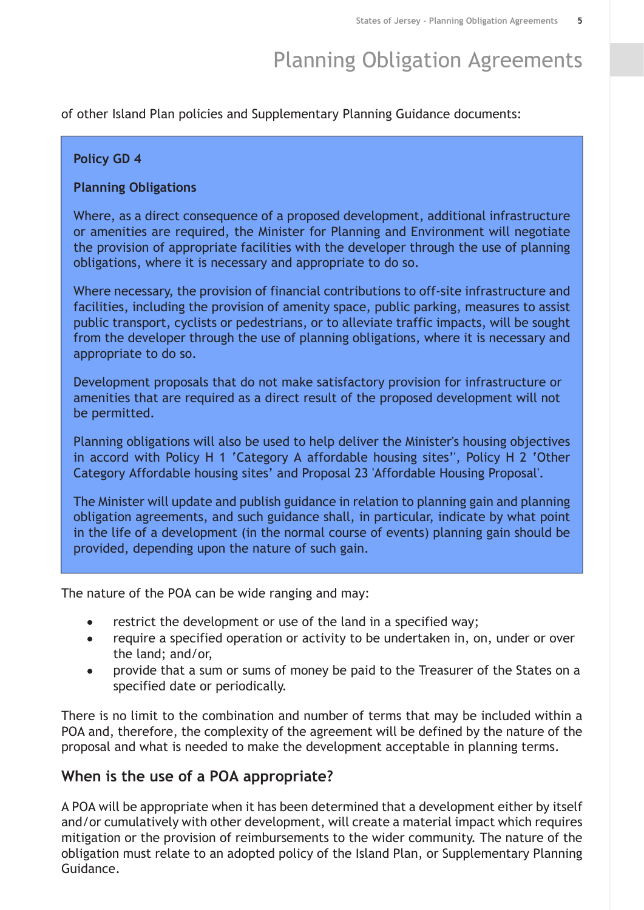of other Island Plan policies and Supplementary Planning Guidance documents:

> **Policy GD 4**
>
> **Planning Obligations**
>
> Where, as a direct consequence of a proposed development, additional infrastructure or amenities are required, the Minister for Planning and Environment will negotiate the provision of appropriate facilities with the developer through the use of planning obligations, where it is necessary and appropriate to do so.
>
> Where necessary, the provision of financial contributions to off-site infrastructure and facilities, including the provision of amenity space, public parking, measures to assist public transport, cyclists or pedestrians, or to alleviate traffic impacts, will be sought from the developer through the use of planning obligations, where it is necessary and appropriate to do so.
>
> Development proposals that do not make satisfactory provision for infrastructure or amenities that are required as a direct result of the proposed development will not be permitted.
>
> Planning obligations will also be used to help deliver the Minister's housing objectives in accord with Policy H 1 'Category A affordable housing sites'', Policy H 2 'Other Category Affordable housing sites' and Proposal 23 'Affordable Housing Proposal'.
>
> The Minister will update and publish guidance in relation to planning gain and planning obligation agreements, and such guidance shall, in particular, indicate by what point in the life of a development (in the normal course of events) planning gain should be provided, depending upon the nature of such gain.

The nature of the POA can be wide ranging and may:

- restrict the development or use of the land in a specified way;
- require a specified operation or activity to be undertaken in, on, under or over the land; and/or,
- provide that a sum or sums of money be paid to the Treasurer of the States on a specified date or periodically.

There is no limit to the combination and number of terms that may be included within a POA and, therefore, the complexity of the agreement will be defined by the nature of the proposal and what is needed to make the development acceptable in planning terms.

## When is the use of a POA appropriate?

A POA will be appropriate when it has been determined that a development either by itself and/or cumulatively with other development, will create a material impact which requires mitigation or the provision of reimbursements to the wider community. The nature of the obligation must relate to an adopted policy of the Island Plan, or Supplementary Planning Guidance.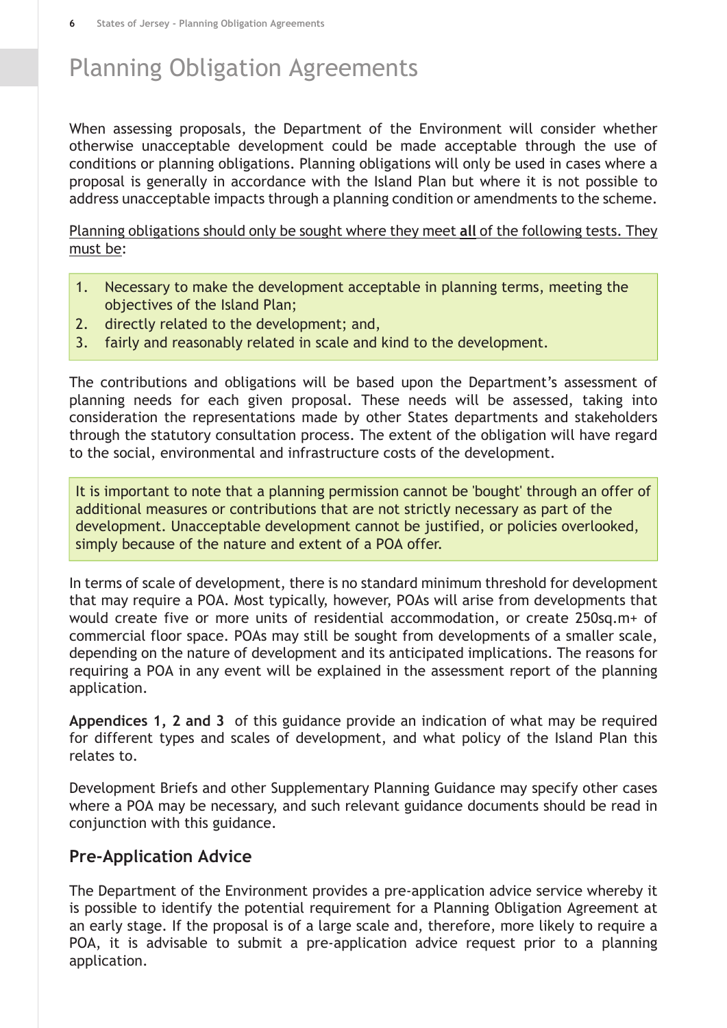# Planning Obligation Agreements

When assessing proposals, the Department of the Environment will consider whether otherwise unacceptable development could be made acceptable through the use of conditions or planning obligations. Planning obligations will only be used in cases where a proposal is generally in accordance with the Island Plan but where it is not possible to address unacceptable impacts through a planning condition or amendments to the scheme.

<u>Planning obligations should only be sought where they meet **all** of the following tests. They must be</u>:

1. Necessary to make the development acceptable in planning terms, meeting the objectives of the Island Plan;
2. directly related to the development; and,
3. fairly and reasonably related in scale and kind to the development.

The contributions and obligations will be based upon the Department's assessment of planning needs for each given proposal. These needs will be assessed, taking into consideration the representations made by other States departments and stakeholders through the statutory consultation process. The extent of the obligation will have regard to the social, environmental and infrastructure costs of the development.

It is important to note that a planning permission cannot be 'bought' through an offer of additional measures or contributions that are not strictly necessary as part of the development. Unacceptable development cannot be justified, or policies overlooked, simply because of the nature and extent of a POA offer.

In terms of scale of development, there is no standard minimum threshold for development that may require a POA. Most typically, however, POAs will arise from developments that would create five or more units of residential accommodation, or create 250sq.m+ of commercial floor space. POAs may still be sought from developments of a smaller scale, depending on the nature of development and its anticipated implications. The reasons for requiring a POA in any event will be explained in the assessment report of the planning application.

**Appendices 1, 2 and 3** of this guidance provide an indication of what may be required for different types and scales of development, and what policy of the Island Plan this relates to.

Development Briefs and other Supplementary Planning Guidance may specify other cases where a POA may be necessary, and such relevant guidance documents should be read in conjunction with this guidance.

## Pre-Application Advice

The Department of the Environment provides a pre-application advice service whereby it is possible to identify the potential requirement for a Planning Obligation Agreement at an early stage. If the proposal is of a large scale and, therefore, more likely to require a POA, it is advisable to submit a pre-application advice request prior to a planning application.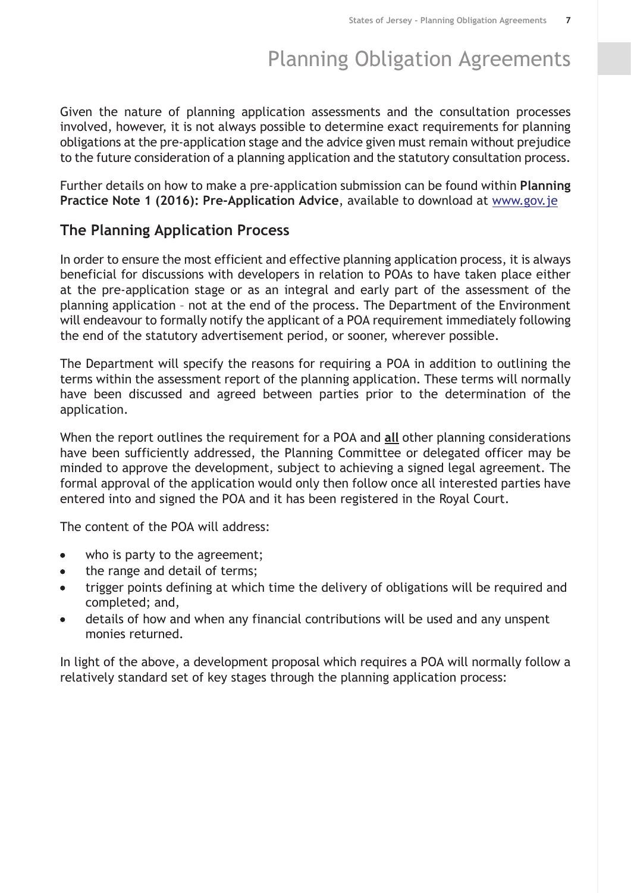# Planning Obligation Agreements

Given the nature of planning application assessments and the consultation processes involved, however, it is not always possible to determine exact requirements for planning obligations at the pre-application stage and the advice given must remain without prejudice to the future consideration of a planning application and the statutory consultation process.

Further details on how to make a pre-application submission can be found within **Planning Practice Note 1 (2016): Pre-Application Advice**, available to download at www.gov.je

## The Planning Application Process

In order to ensure the most efficient and effective planning application process, it is always beneficial for discussions with developers in relation to POAs to have taken place either at the pre-application stage or as an integral and early part of the assessment of the planning application – not at the end of the process. The Department of the Environment will endeavour to formally notify the applicant of a POA requirement immediately following the end of the statutory advertisement period, or sooner, wherever possible.

The Department will specify the reasons for requiring a POA in addition to outlining the terms within the assessment report of the planning application. These terms will normally have been discussed and agreed between parties prior to the determination of the application.

When the report outlines the requirement for a POA and **all** other planning considerations have been sufficiently addressed, the Planning Committee or delegated officer may be minded to approve the development, subject to achieving a signed legal agreement. The formal approval of the application would only then follow once all interested parties have entered into and signed the POA and it has been registered in the Royal Court.

The content of the POA will address:

- who is party to the agreement;
- the range and detail of terms;
- trigger points defining at which time the delivery of obligations will be required and completed; and,
- details of how and when any financial contributions will be used and any unspent monies returned.

In light of the above, a development proposal which requires a POA will normally follow a relatively standard set of key stages through the planning application process: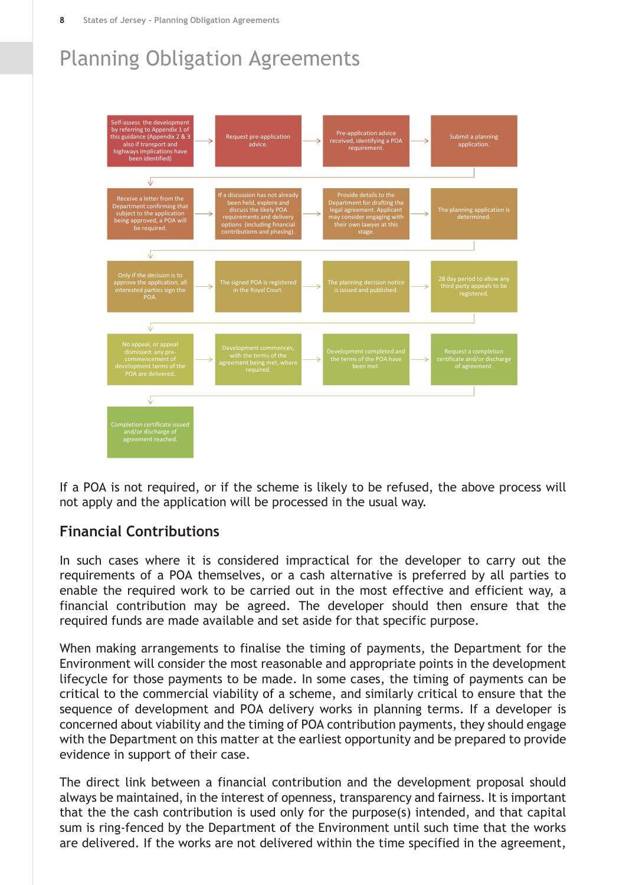# Planning Obligation Agreements

Self-assess the development by referring to Appendix 1 of this guidance (Appendix 2 & 3 also if transport and highways implications have been identified) → Request pre-application advice. → Pre-application advice received, identifying a POA requirement. → Submit a planning application.

↓

Receive a letter from the Department confirming that subject to the application being approved, a POA will be required. → If a discussion has not already been held, explore and discuss the likely POA requirements and delivery options (including financial contributions and phasing). → Provide details to the Department for drafting the legal agreement. Applicant may consider engaging with their own lawyer at this stage. → The planning application is determined.

↓

Only if the decision is to approve the application, all interested parties sign the POA. → The signed POA is registered in the Royal Court. → The planning decision notice is issued and published. → 28 day period to allow any third party appeals to be registered.

↓

No appeal, or appeal dismissed: any pre-commencement of development terms of the POA are delivered. → Development commences, with the terms of the agreement being met, where required. → Development completed and the terms of the POA have been met. → Request a completion certificate and/or discharge of agreement.

↓

Completion certificate issued and/or discharge of agreement reached.

If a POA is not required, or if the scheme is likely to be refused, the above process will not apply and the application will be processed in the usual way.

## Financial Contributions

In such cases where it is considered impractical for the developer to carry out the requirements of a POA themselves, or a cash alternative is preferred by all parties to enable the required work to be carried out in the most effective and efficient way, a financial contribution may be agreed. The developer should then ensure that the required funds are made available and set aside for that specific purpose.

When making arrangements to finalise the timing of payments, the Department for the Environment will consider the most reasonable and appropriate points in the development lifecycle for those payments to be made. In some cases, the timing of payments can be critical to the commercial viability of a scheme, and similarly critical to ensure that the sequence of development and POA delivery works in planning terms. If a developer is concerned about viability and the timing of POA contribution payments, they should engage with the Department on this matter at the earliest opportunity and be prepared to provide evidence in support of their case.

The direct link between a financial contribution and the development proposal should always be maintained, in the interest of openness, transparency and fairness. It is important that the the cash contribution is used only for the purpose(s) intended, and that capital sum is ring-fenced by the Department of the Environment until such time that the works are delivered. If the works are not delivered within the time specified in the agreement,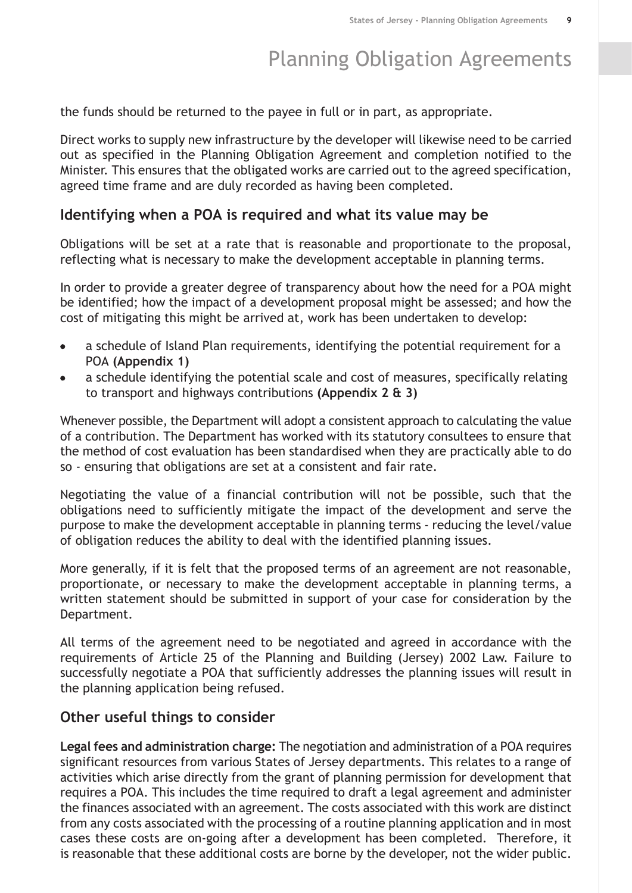# Planning Obligation Agreements

the funds should be returned to the payee in full or in part, as appropriate.

Direct works to supply new infrastructure by the developer will likewise need to be carried out as specified in the Planning Obligation Agreement and completion notified to the Minister. This ensures that the obligated works are carried out to the agreed specification, agreed time frame and are duly recorded as having been completed.

## Identifying when a POA is required and what its value may be

Obligations will be set at a rate that is reasonable and proportionate to the proposal, reflecting what is necessary to make the development acceptable in planning terms.

In order to provide a greater degree of transparency about how the need for a POA might be identified; how the impact of a development proposal might be assessed; and how the cost of mitigating this might be arrived at, work has been undertaken to develop:

- a schedule of Island Plan requirements, identifying the potential requirement for a POA **(Appendix 1)**
- a schedule identifying the potential scale and cost of measures, specifically relating to transport and highways contributions **(Appendix 2 & 3)**

Whenever possible, the Department will adopt a consistent approach to calculating the value of a contribution. The Department has worked with its statutory consultees to ensure that the method of cost evaluation has been standardised when they are practically able to do so - ensuring that obligations are set at a consistent and fair rate.

Negotiating the value of a financial contribution will not be possible, such that the obligations need to sufficiently mitigate the impact of the development and serve the purpose to make the development acceptable in planning terms - reducing the level/value of obligation reduces the ability to deal with the identified planning issues.

More generally, if it is felt that the proposed terms of an agreement are not reasonable, proportionate, or necessary to make the development acceptable in planning terms, a written statement should be submitted in support of your case for consideration by the Department.

All terms of the agreement need to be negotiated and agreed in accordance with the requirements of Article 25 of the Planning and Building (Jersey) 2002 Law. Failure to successfully negotiate a POA that sufficiently addresses the planning issues will result in the planning application being refused.

## Other useful things to consider

**Legal fees and administration charge:** The negotiation and administration of a POA requires significant resources from various States of Jersey departments. This relates to a range of activities which arise directly from the grant of planning permission for development that requires a POA. This includes the time required to draft a legal agreement and administer the finances associated with an agreement. The costs associated with this work are distinct from any costs associated with the processing of a routine planning application and in most cases these costs are on-going after a development has been completed. Therefore, it is reasonable that these additional costs are borne by the developer, not the wider public.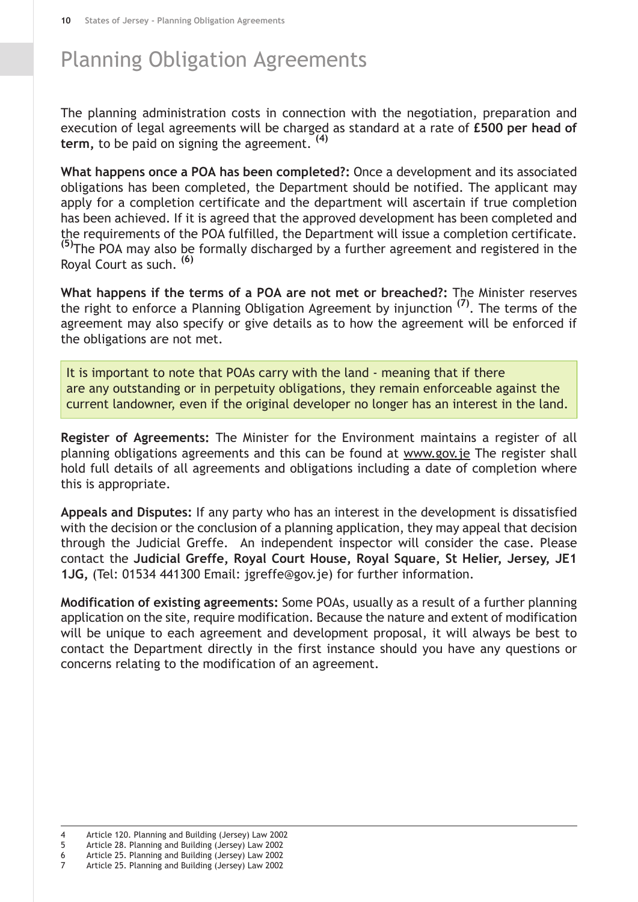# Planning Obligation Agreements

The planning administration costs in connection with the negotiation, preparation and execution of legal agreements will be charged as standard at a rate of **£500 per head of term,** to be paid on signing the agreement. [4]

**What happens once a POA has been completed?:** Once a development and its associated obligations has been completed, the Department should be notified. The applicant may apply for a completion certificate and the department will ascertain if true completion has been achieved. If it is agreed that the approved development has been completed and the requirements of the POA fulfilled, the Department will issue a completion certificate. [5]The POA may also be formally discharged by a further agreement and registered in the Royal Court as such. [6]

**What happens if the terms of a POA are not met or breached?:** The Minister reserves the right to enforce a Planning Obligation Agreement by injunction [7]. The terms of the agreement may also specify or give details as to how the agreement will be enforced if the obligations are not met.

> It is important to note that POAs carry with the land - meaning that if there are any outstanding or in perpetuity obligations, they remain enforceable against the current landowner, even if the original developer no longer has an interest in the land.

**Register of Agreements:** The Minister for the Environment maintains a register of all planning obligations agreements and this can be found at www.gov.je The register shall hold full details of all agreements and obligations including a date of completion where this is appropriate.

**Appeals and Disputes:** If any party who has an interest in the development is dissatisfied with the decision or the conclusion of a planning application, they may appeal that decision through the Judicial Greffe. An independent inspector will consider the case. Please contact the **Judicial Greffe, Royal Court House, Royal Square, St Helier, Jersey, JE1 1JG,** (Tel: 01534 441300 Email: jgreffe@gov.je) for further information.

**Modification of existing agreements:** Some POAs, usually as a result of a further planning application on the site, require modification. Because the nature and extent of modification will be unique to each agreement and development proposal, it will always be best to contact the Department directly in the first instance should you have any questions or concerns relating to the modification of an agreement.

---

4 Article 120. Planning and Building (Jersey) Law 2002
5 Article 28. Planning and Building (Jersey) Law 2002
6 Article 25. Planning and Building (Jersey) Law 2002
7 Article 25. Planning and Building (Jersey) Law 2002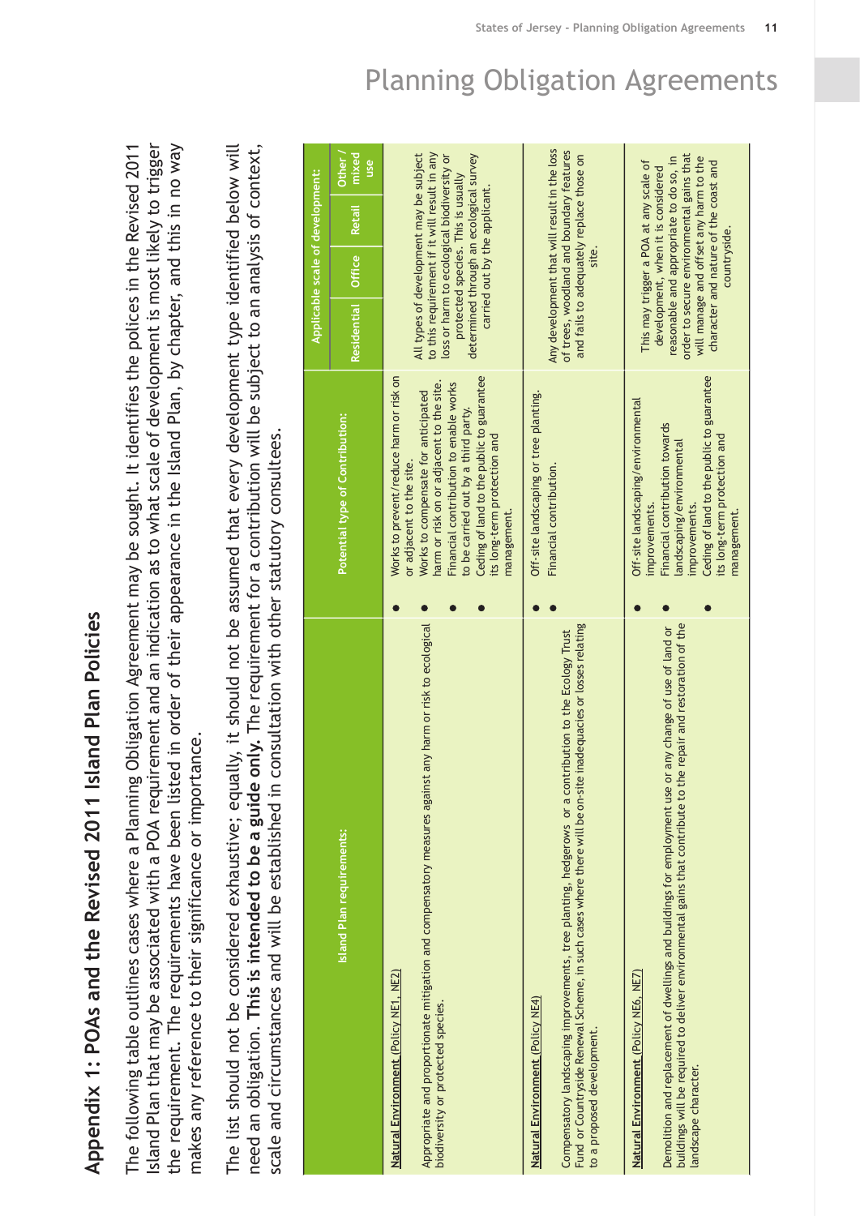# Appendix 1: POAs and the Revised 2011 Island Plan Policies

The following table outlines cases where a Planning Obligation Agreement may be sought. It identifies the polices in the Revised 2011 Island Plan that may be associated with a POA requirement and an indication as to what scale of development is most likely to trigger the requirement. The requirements have been listed in order of their appearance in the Island Plan, by chapter, and this in no way makes any reference to their significance or importance.

The list should not be considered exhaustive; equally, it should not be assumed that every development type identified below will need an obligation. **This is intended to be a guide only.** The requirement for a contribution will be subject to an analysis of context, scale and circumstances and will be established in consultation with other statutory consultees.

| Island Plan requirements: | Potential type of Contribution: | Applicable scale of development: | | | |
|---|---|---|---|---|---|
| | | Residential | Office | Retail | Other / mixed use |
| Natural Environment (Policy NE1, NE2)<br><br>Appropriate and proportionate mitigation and compensatory measures against any harm or risk to ecological biodiversity or protected species. | • Works to prevent/reduce harm or risk on or adjacent to the site.<br>• Works to compensate for anticipated harm or risk on or adjacent to the site.<br>• Financial contribution to enable works to be carried out by a third party.<br>• Ceding of land to the public to guarantee its long-term protection and management. | All types of development may be subject to this requirement if it will result in any loss or harm to ecological biodiversity or protected species. This is usually determined through an ecological survey carried out by the applicant. | | | |
| Natural Environment (Policy NE4)<br><br>Compensatory landscaping improvements, tree planting, hedgerows or a contribution to the Ecology Trust Fund or Countryside Renewal Scheme, in such cases where there will be on-site inadequacies or losses relating to a proposed development. | • Off-site landscaping or tree planting.<br>• Financial contribution. | Any development that will result in the loss of trees, woodland and boundary features and fails to adequately replace those on site. | | | |
| Natural Environment (Policy NE6, NE7)<br><br>Demolition and replacement of dwellings and buildings for employment use or any change of use of land or buildings will be required to deliver environmental gains that contribute to the repair and restoration of the landscape character. | • Off-site landscaping/environmental improvements.<br>• Financial contribution towards landscaping/environmental improvements.<br>• Ceding of land to the public to guarantee its long-term protection and management. | This may trigger a POA at any scale of development, when it is considered reasonable and appropriate to do so, in order to secure environmental gains that will manage and offset any harm to the character and nature of the coast and countryside. | | | |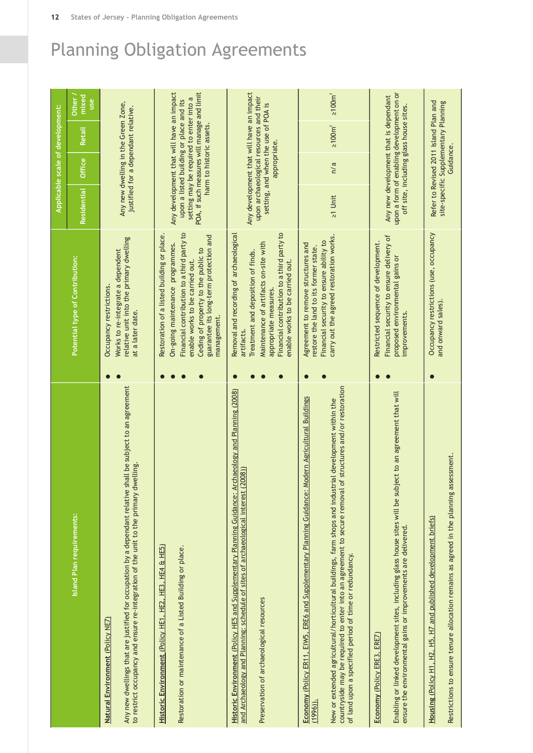# Planning Obligation Agreements

| Island Plan requirements: | Potential type of Contribution: | Applicable scale of development: | | | |
|---|---|---|---|---|---|
| | | Residential | Office | Retail | Other / mixed use |
| **Natural Environment (Policy NE7)**<br><br>Any new dwellings that are justified for occupation by a dependant relative shall be subject to an agreement to restrict occupancy and ensure re-integration of the unit to the primary dwelling. | • Occupancy restrictions.<br>• Works to re-integrate a dependent relative unit into the primary dwelling at a later date. | Any new dwelling in the Green Zone, justified for a dependant relative. | | | |
| **Historic Environment (Policy HE1, HE2, HE3, HE4 & HE5)**<br><br>Restoration or maintenance of a Listed Building or place. | • Restoration of a listed building or place.<br>• On-going maintenance programmes.<br>• Financial contribution to a third party to enable works to be carried out.<br>• Ceding of property to the public to guarantee its long-term protection and management. | Any development that will have an impact upon a listed building or place and its setting may be required to enter into a POA, if such measures will manage and limit harm to historic assets. | | | |
| **Historic Environment (Policy HE5 and Supplementary Planning Guidance: Archaeology and Planning (2008) and Archaeology and Planning: schedule of sites of archaeological interest (2008))**<br><br>Preservation of archaeological resources | • Removal and recording of archaeological artifacts.<br>• Treatment and deposition of finds.<br>• Maintenance of artifacts on-site with appropriate measures.<br>• Financial contribution to a third party to enable works to be carried out. | Any development that will have an impact upon archaeological resources and their setting, and when the use of POA is appropriate. | | | |
| **Economy (Policy ER11, EIW5, ERE6 and Supplementary Planning Guidance: Modern Agricultural Buildings (1996))**.<br><br>New or extended agricultural/horticultural buildings, farm shops and industrial development within the countryside may be required to enter into an agreement to secure removal of structures and/or restoration of land upon a specified period of time or redundancy. | • Agreement to remove structures and restore the land to its former state.<br>• Financial security to ensure ability to carry out the agreed restoration works. | ≥1 Unit | n/a | $\geq 100m^2$ | $\geq 100m^2$ |
| **Economy (Policy ERE3, ERE7)**<br><br>Enabling or linked development sites, including glass house sites will be subject to an agreement that will ensure the environmental gains or improvements are delivered. | • Restricted sequence of development.<br>• Financial security to ensure delivery of proposed environmental gains or improvements. | Any new development that is dependant upon a form of enabling development on or off site, including glass house sites. | | | |
| **Housing (Policy H1, H2, H5, H7 and published development briefs)**<br><br>Restrictions to ensure tenure allocation remains as agreed in the planning assessment. | • Occupancy restrictions (use, occupancy and onward sales). | Refer to Revised 2011 Island Plan and site-specific Supplementary Planning Guidance. | | | |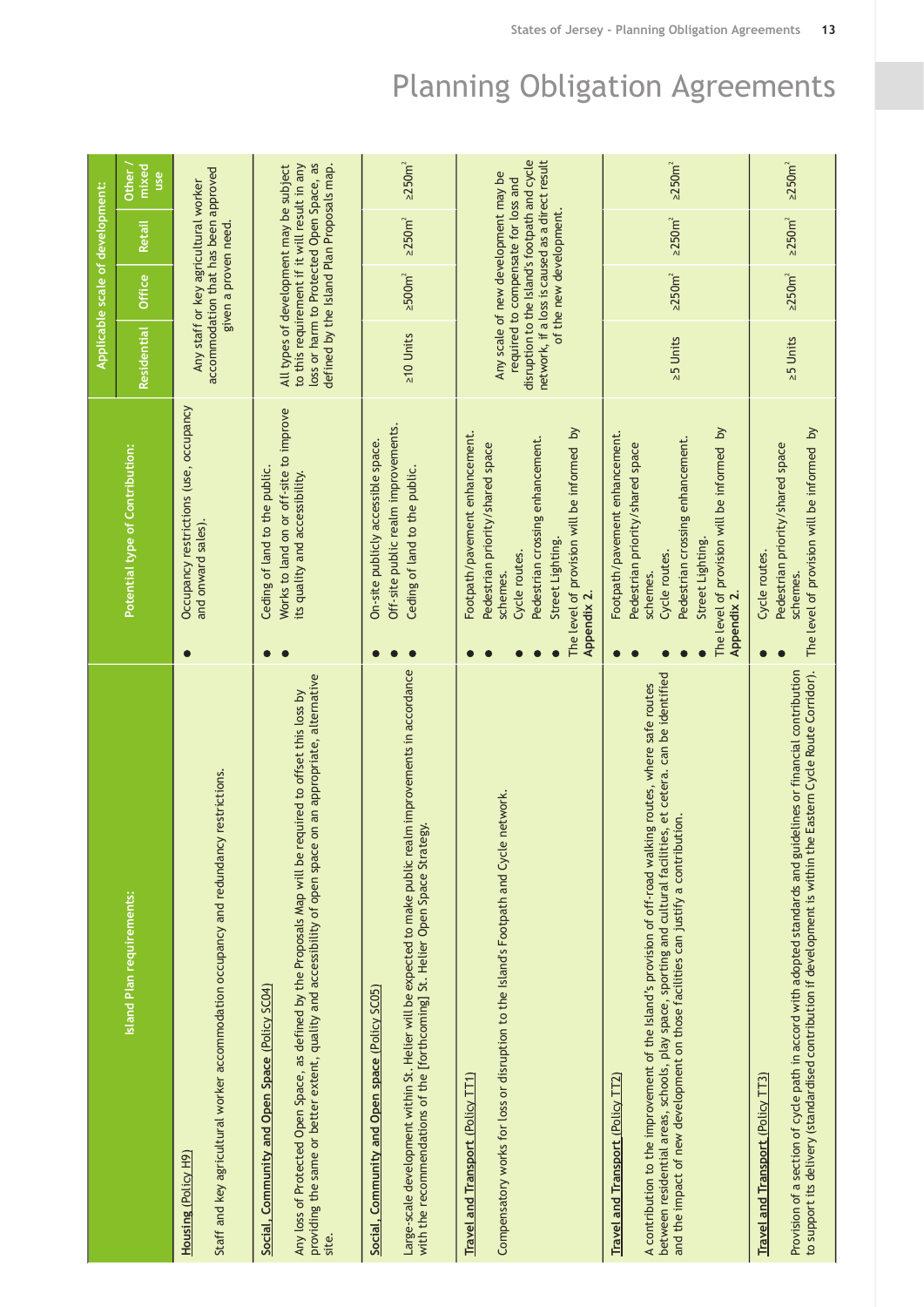# Planning Obligation Agreements

| Island Plan requirements: | Potential type of Contribution: | Applicable scale of development: | | | |
|---|---|---|---|---|---|
| | | Residential | Office | Retail | Other / mixed use |
| **Housing (Policy H9)**<br><br>Staff and key agricultural worker accommodation occupancy and redundancy restrictions. | • Occupancy restrictions (use, occupancy and onward sales). | Any staff or key agricultural worker accommodation that has been approved given a proven need. | | | |
| **Social, Community and Open Space (Policy SCO4)**<br><br>Any loss of Protected Open Space, as defined by the Proposals Map will be required to offset this loss by providing the same or better extent, quality and accessibility of open space on an appropriate, alternative site. | • Ceding of land to the public.<br>• Works to land on or off-site to improve its quality and accessibility. | All types of development may be subject to this requirement if it will result in any loss or harm to Protected Open Space, as defined by the Island Plan Proposals map. | | | |
| **Social, Community and Open space (Policy SCO5)**<br><br>Large-scale development within St. Helier will be expected to make public realm improvements in accordance with the recommendations of the [forthcoming] St. Helier Open Space Strategy. | • On-site publicly accessible space.<br>• Off-site public realm improvements.<br>• Ceding of land to the public. | ≥10 Units | ≥500m² | ≥250m² | ≥250m² |
| **Travel and Transport (Policy TT1)**<br><br>Compensatory works for loss or disruption to the Island's Footpath and Cycle network. | • Footpath/pavement enhancement.<br>• Pedestrian priority/shared space schemes.<br>• Cycle routes.<br>• Pedestrian crossing enhancement.<br>• Street Lighting.<br>The level of provision will be informed by **Appendix 2.** | Any scale of new development may be required to compensate for loss and disruption to the Island's footpath and cycle network, if a loss is caused as a direct result of the new development. | | | |
| **Travel and Transport (Policy TT2)**<br><br>A contribution to the improvement of the Island's provision of off-road walking routes, where safe routes between residential areas, schools, play space, sporting and cultural facilities, et cetera. can be identified and the impact of new development on those facilities can justify a contribution. | • Footpath/pavement enhancement.<br>• Pedestrian priority/shared space schemes.<br>• Cycle routes.<br>• Pedestrian crossing enhancement.<br>• Street Lighting.<br>The level of provision will be informed by **Appendix 2.** | ≥5 Units | ≥250m² | ≥250m² | ≥250m² |
| **Travel and Transport (Policy TT3)**<br><br>Provision of a section of cycle path in accord with adopted standards and guidelines or financial contribution to support its delivery (standardised contribution if development is within the Eastern Cycle Route Corridor). | • Cycle routes.<br>• Pedestrian priority/shared space schemes.<br>The level of provision will be informed by | ≥5 Units | ≥250m² | ≥250m² | ≥250m² |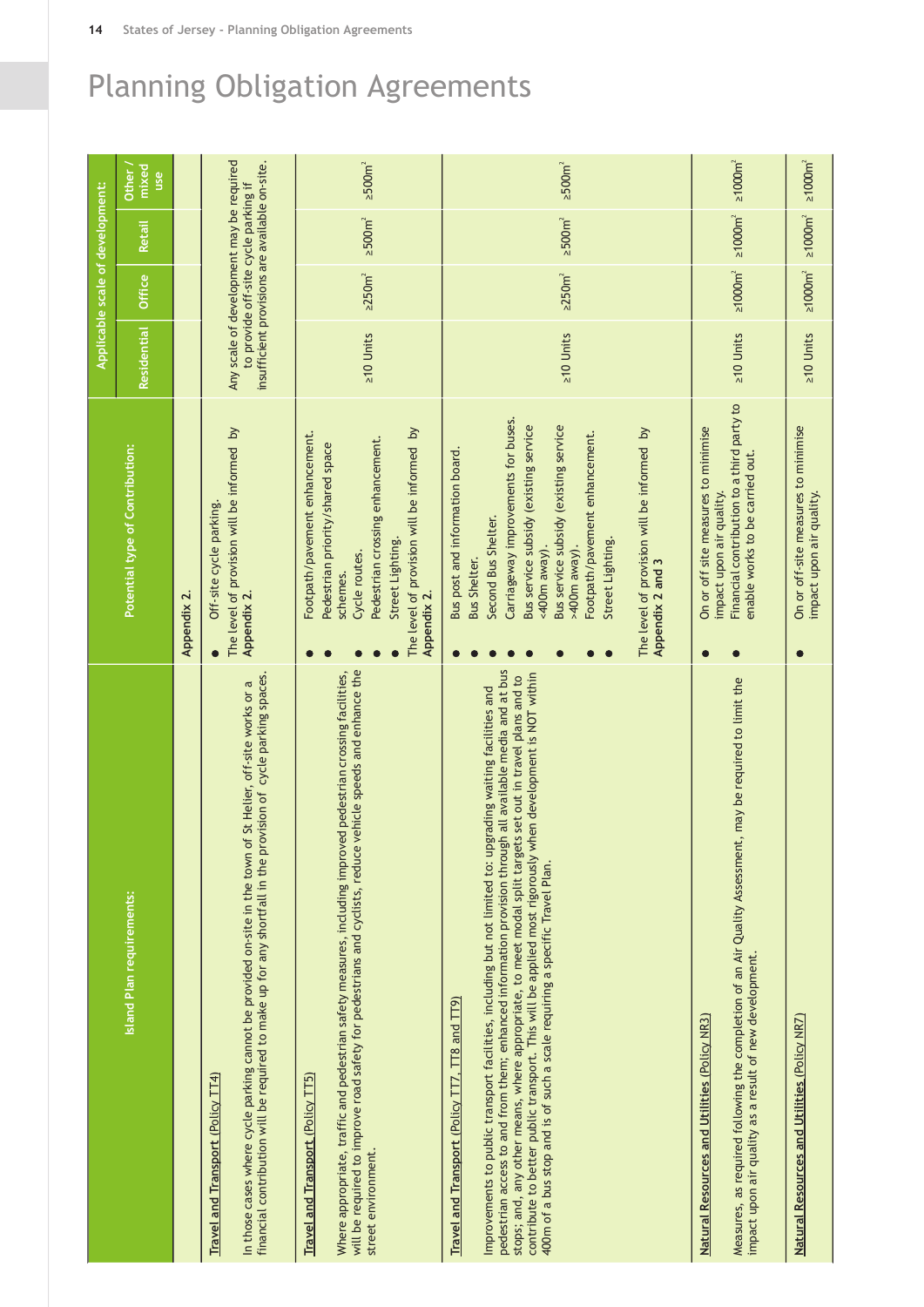# Planning Obligation Agreements

| Island Plan requirements: | Potential type of Contribution: | Applicable scale of development: | | | |
|---|---|---|---|---|---|
| | | Residential | Office | Retail | Other / mixed use |
| | Appendix 2. | | | | |
| **Travel and Transport (Policy TT4)**<br><br>In those cases where cycle parking cannot be provided on-site in the town of St Helier, off-site works or a financial contribution will be required to make up for any shortfall in the provision of cycle parking spaces. | • Off-site cycle parking.<br>The level of provision will be informed by **Appendix 2.** | Any scale of development may be required to provide off-site cycle parking if insufficient provisions are available on-site. | | | |
| **Travel and Transport (Policy TT5)**<br><br>Where appropriate, traffic and pedestrian safety measures, including improved pedestrian crossing facilities, will be required to improve road safety for pedestrians and cyclists, reduce vehicle speeds and enhance the street environment. | • Footpath/pavement enhancement.<br>• Pedestrian priority/shared space schemes.<br>• Cycle routes.<br>• Pedestrian crossing enhancement.<br>• Street Lighting.<br>The level of provision will be informed by **Appendix 2.** | ≥10 Units | ≥250m² | ≥500m² | ≥500m² |
| **Travel and Transport (Policy TT7, TT8 and TT9)**<br><br>Improvements to public transport facilities, including but not limited to: upgrading waiting facilities and pedestrian access to and from them; enhanced information provision through all available media and at bus stops; and, any other means, where appropriate, to meet modal split targets set out in travel plans and to contribute to better public transport. This will be applied most rigorously when development is NOT within 400m of a bus stop and is of such a scale requiring a specific Travel Plan. | • Bus post and information board.<br>• Bus Shelter.<br>• Second Bus Shelter.<br>• Carriageway improvements for buses.<br>• Bus service subsidy (existing service <400m away).<br>• Bus service subsidy (existing service >400m away).<br>• Footpath/pavement enhancement.<br>• Street Lighting.<br><br>The level of provision will be informed by **Appendix 2 and 3** | ≥10 Units | ≥250m² | ≥500m² | ≥500m² |
| **Natural Resources and Utilities (Policy NR3)**<br><br>Measures, as required following the completion of an Air Quality Assessment, may be required to limit the impact upon air quality as a result of new development. | • On or off site measures to minimise impact upon air quality.<br>• Financial contribution to a third party to enable works to be carried out. | ≥10 Units | ≥1000m² | ≥1000m² | ≥1000m² |
| **Natural Resources and Utilities (Policy NR7)** | • On or off-site measures to minimise impact upon air quality. | ≥10 Units | ≥1000m² | ≥1000m² | ≥1000m² |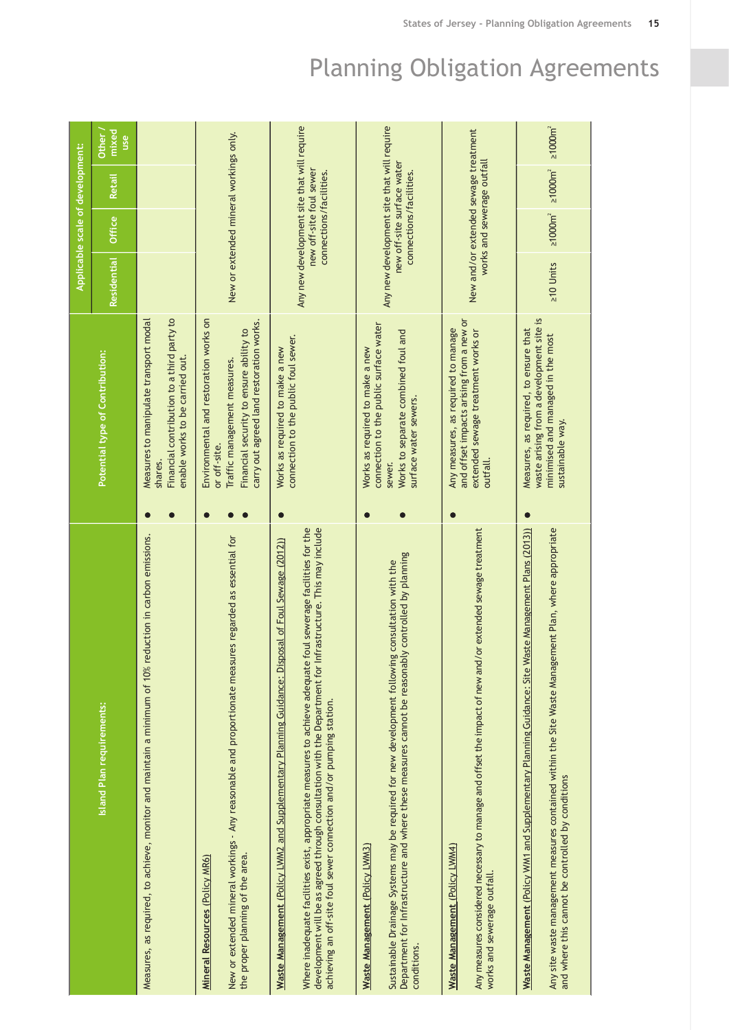# Planning Obligation Agreements

| Island Plan requirements: | Potential type of Contribution: | Applicable scale of development: | | | |
|---|---|---|---|---|---|
| | | Residential | Office | Retail | Other / mixed use |
| Measures, as required, to achieve, monitor and maintain a minimum of 10% reduction in carbon emissions. | • Measures to manipulate transport modal shares.<br>• Financial contribution to a third party to enable works to be carried out. | | | | |
| **Mineral Resources (Policy MR6)**<br><br>New or extended mineral workings - Any reasonable and proportionate measures regarded as essential for the proper planning of the area. | • Environmental and restoration works on or off-site.<br>• Traffic management measures.<br>• Financial security to ensure ability to carry out agreed land restoration works. | New or extended mineral workings only. | | | |
| **Waste Management (Policy LWM2 and Supplementary Planning Guidance: Disposal of Foul Sewage (2012))**<br><br>Where inadequate facilities exist, appropriate measures to achieve adequate foul sewerage facilities for the development will be as agreed through consultation with the Department for Infrastructure. This may include achieving an off-site foul sewer connection and/or pumping station. | • Works as required to make a new connection to the public foul sewer. | Any new development site that will require new off-site foul sewer connections/facilities. | | | |
| **Waste Management (Policy LWM3)**<br><br>Sustainable Drainage Systems may be required for new development following consultation with the Department for Infrastructure and where these measures cannot be reasonably controlled by planning conditions. | • Works as required to make a new connection to the public surface water sewer.<br>• Works to separate combined foul and surface water sewers. | Any new development site that will require new off-site surface water connections/facilities. | | | |
| **Waste Management (Policy LWM4)**<br><br>Any measures considered necessary to manage and offset the impact of new and/or extended sewage treatment works and sewerage outfall. | • Any measures, as required to manage and offset impacts arising from a new or extended sewage treatment works or outfall. | New and/or extended sewage treatment works and sewerage outfall | | | |
| **Waste Management (Policy WM1 and Supplementary Planning Guidance: Site Waste Management Plans (2013))**<br><br>Any site waste management measures contained within the Site Waste Management Plan, where appropriate and where this cannot be controlled by conditions | • Measures, as required, to ensure that waste arising from a development site is minimised and managed in the most sustainable way. | ≥10 Units | ≥1000m$^2$ | ≥1000m$^2$ | ≥1000m$^2$ |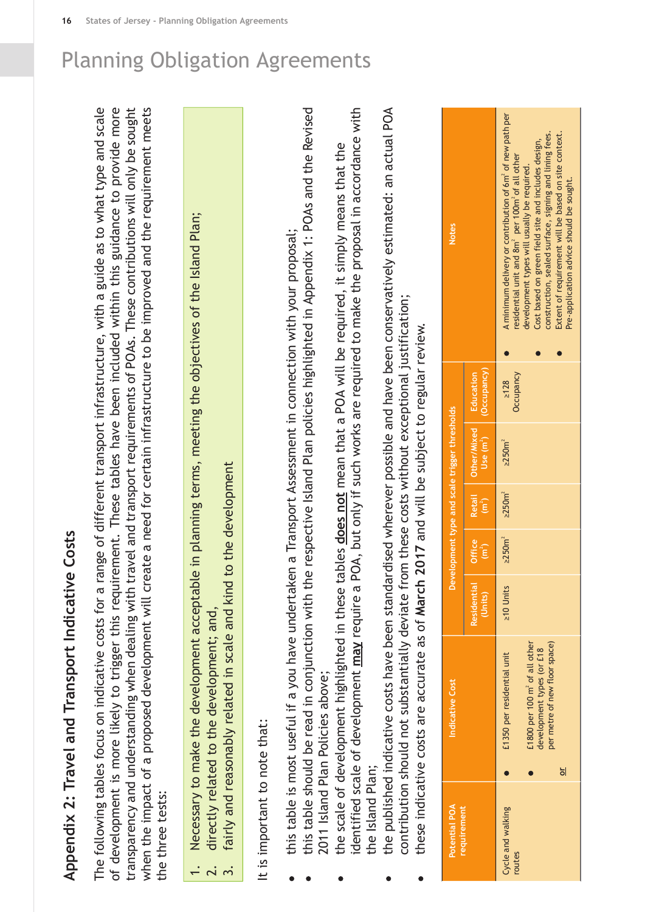# Planning Obligation Agreements

## Appendix 2: Travel and Transport Indicative Costs

The following tables focus on indicative costs for a range of different transport infrastructure, with a guide as to what type and scale of development is more likely to trigger this requirement. These tables have been included within this guidance to provide more transparency and understanding when dealing with travel and transport requirements of POAs. These contributions will only be sought when the impact of a proposed development will create a need for certain infrastructure to be improved and the requirement meets the three tests:

1. Necessary to make the development acceptable in planning terms, meeting the objectives of the Island Plan;
2. directly related to the development; and,
3. fairly and reasonably related in scale and kind to the development

It is important to note that:

- this table is most useful if a you have undertaken a Transport Assessment in connection with your proposal;
- this table should be read in conjunction with the respective Island Plan policies highlighted in Appendix 1: POAs and the Revised 2011 Island Plan Policies above;
- the scale of development highlighted in these tables <u>**does not**</u> mean that a POA will be required, it simply means that the identified scale of development <u>**may**</u> require a POA, but only if such works are required to make the proposal in accordance with the Island Plan;
- the published indicative costs have been standardised wherever possible and have been conservatively estimated: an actual POA contribution should not substantially deviate from these costs without exceptional justification;
- these indicative costs are accurate as of **March 2017** and will be subject to regular review.

| Potential POA requirement | Indicative Cost | Development type and scale trigger thresholds | | | | | Notes |
|---|---|---|---|---|---|---|---|
| | | Residential (Units) | Office (m²) | Retail (m²) | Other/Mixed Use (m²) | Education (Occupancy) | |
| Cycle and walking routes | • £1350 per residential unit<br>• £1800 per 100 m² of all other development types (or £18 per metre of new floor space)<br>or | ≥10 Units | ≥250m² | ≥250m² | ≥250m² | ≥128 Occupancy | • A minimum delivery or contribution of 6m² of new path per residential unit and 8m² per 100m² of all other development types will usually be required.<br>• Cost based on green field site and includes design, construction, sealed surface, signing and lining fees.<br>• Extent of requirement will be based on site context. Pre-application advice should be sought. |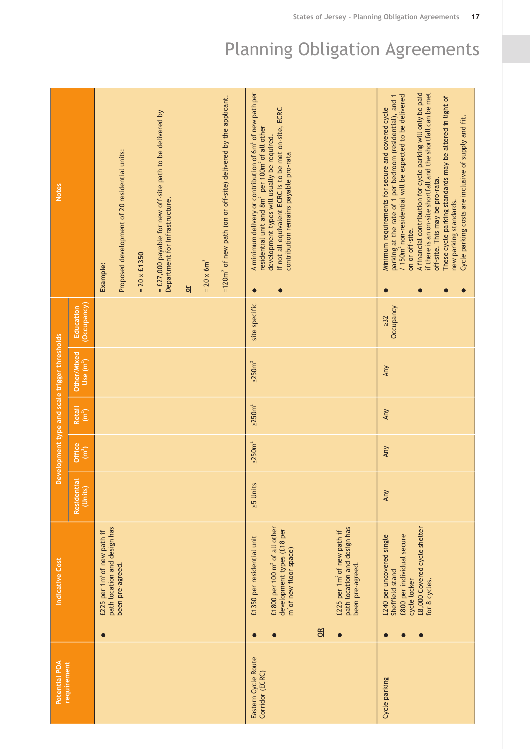# Planning Obligation Agreements

| Potential POA requirement | Indicative Cost | Development type and scale trigger thresholds | | | | | Notes |
|---|---|---|---|---|---|---|---|
| | | Residential (Units) | Office ($m^2$) | Retail ($m^2$) | Other/Mixed Use ($m^2$) | Education (Occupancy) | |
| | • £225 per 1m² of new path if path location and design has been pre-agreed. | | | | | | **Example:** Proposed development of 20 residential units: = 20 x **£1350** = £27,000 payable for new off-site path to be delivered by Department for Infrastructure. or = 20 x **6m²** =120m² of new path (on or off-site) delivered by the applicant. |
| Eastern Cycle Route Corridor (ECRC) | • £1350 per residential unit • £1800 per 100 m² of all other development types (£18 per m² of new floor space) OR • £225 per 1m² of new path if path location and design has been pre-agreed. | ≥5 Units | ≥250m² | ≥250m² | ≥250m² | site specific | • A minimum delivery or contribution of 6m² of new path per residential unit and 8m² per 100m² of all other development types will usually be required. • If not all equivalent ECRC is to be met on-site, ECRC contribution remains payable pro-rata |
| Cycle parking | • £240 per uncovered single Sheffield stand • £800 per individual secure cycle locker • £8,000 Covered cycle shelter for 8 cycles. | Any | Any | Any | Any | ≥32 Occupancy | • Minimum requirements for secure and covered cycle parking at the rate of 1 per bedroom (residential), and 1 / 150m² non-residential will be expected to be delivered on or off-site. • A financial contribution for cycle parking will only be paid if there is an on-site shortfall and the shortfall can be met off-site. This may be pro-rata. • These cycle parking standards may be altered in light of new parking standards. • Cycle parking costs are inclusive of supply and fit. |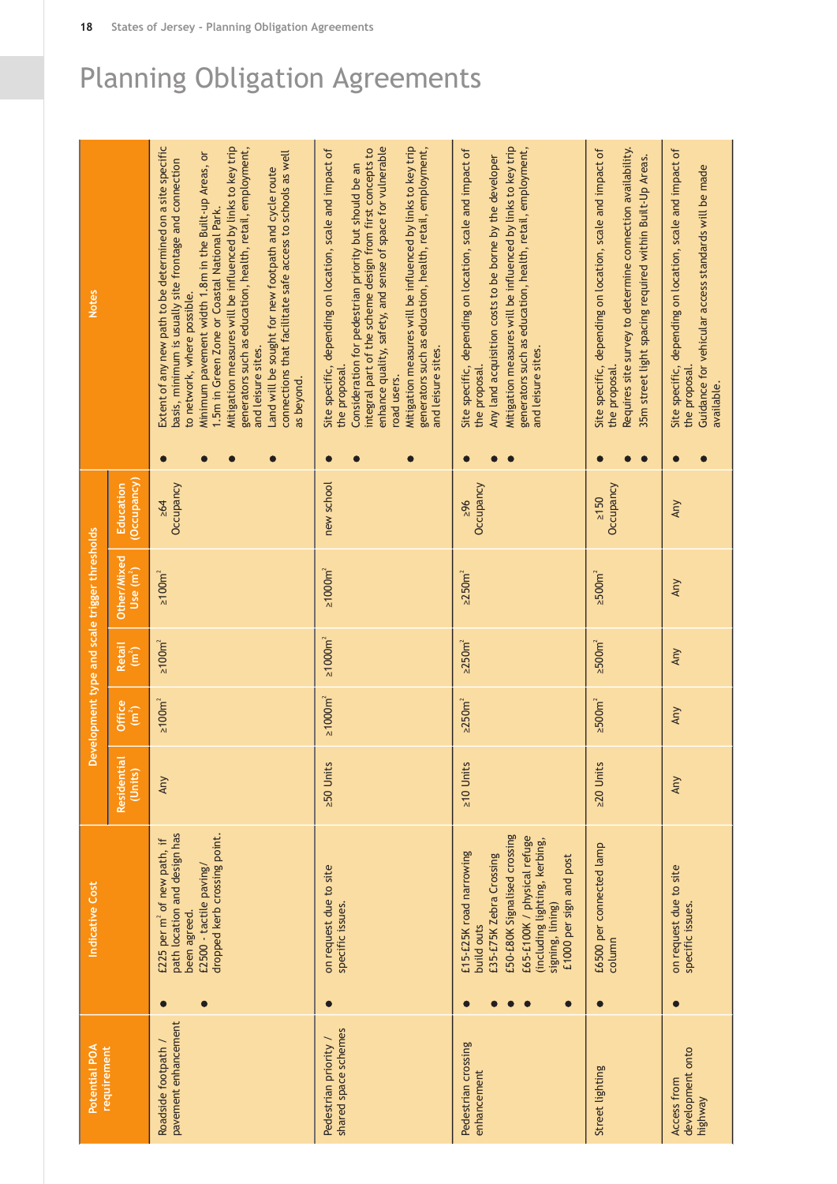# Planning Obligation Agreements

| Potential POA requirement | Indicative Cost | Development type and scale trigger thresholds | | | | | | Notes |
|---|---|---|---|---|---|---|---|---|
| | | Residential (Units) | Office ($m^2$) | Retail ($m^2$) | Other/Mixed Use ($m^2$) | Education (Occupancy) | | |
| Roadside footpath / pavement enhancement | • £225 per $m^2$ of new path, if path location and design has been agreed.<br>• £2500 - tactile paving/ dropped kerb crossing point. | Any | ≥100$m^2$ | ≥100$m^2$ | ≥100$m^2$ | ≥64 Occupancy | | • Extent of any new path to be determined on a site specific basis, minimum is usually site frontage and connection to network, where possible.<br>• Minimum pavement width 1.8m in the Built-up Areas, or 1.5m in Green Zone or Coastal National Park.<br>• Mitigation measures will be influenced by links to key trip generators such as education, health, retail, employment, and leisure sites.<br>• Land will be sought for new footpath and cycle route connections that facilitate safe access to schools as well as beyond. |
| Pedestrian priority / shared space schemes | • on request due to site specific issues. | ≥50 Units | ≥1000$m^2$ | ≥1000$m^2$ | ≥1000$m^2$ | new school | | • Site specific, depending on location, scale and impact of the proposal.<br>• Consideration for pedestrian priority but should be an integral part of the scheme design from first concepts to enhance quality, safety, and sense of space for vulnerable road users.<br>• Mitigation measures will be influenced by links to key trip generators such as education, health, retail, employment, and leisure sites. |
| Pedestrian crossing enhancement | • £15-£25K road narrowing build outs<br>• £35-£75K Zebra Crossing<br>• £50-£80K Signalised crossing<br>• £65-£100K / physical refuge (including lighting, kerbing, signing, lining)<br>• £1000 per sign and post | ≥10 Units | ≥250$m^2$ | ≥250$m^2$ | ≥250$m^2$ | ≥96 Occupancy | | • Site specific, depending on location, scale and impact of the proposal.<br>• Any land acquisition costs to be borne by the developer<br>• Mitigation measures will be influenced by links to key trip generators such as education, health, retail, employment, and leisure sites. |
| Street lighting | • £6500 per connected lamp column | ≥20 Units | ≥500$m^2$ | ≥500$m^2$ | ≥500$m^2$ | ≥150 Occupancy | | • Site specific, depending on location, scale and impact of the proposal.<br>• Requires site survey to determine connection availability.<br>• 35m street light spacing required within Built-Up Areas. |
| Access from development onto highway | • on request due to site specific issues. | Any | Any | Any | Any | Any | | • Site specific, depending on location, scale and impact of the proposal.<br>• Guidance for vehicular access standards will be made available. |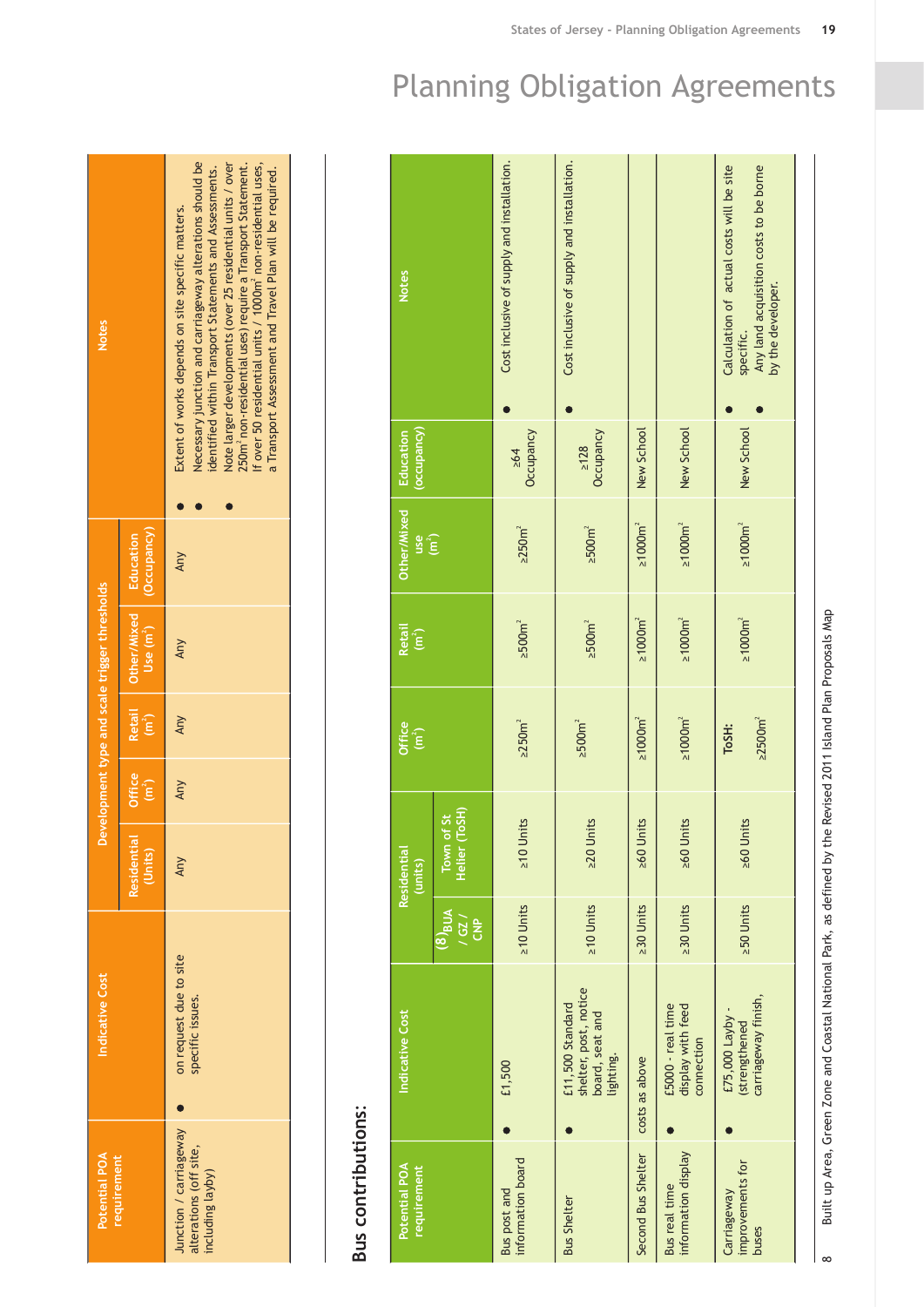# Planning Obligation Agreements

| Potential POA requirement | Indicative Cost | Development type and scale trigger thresholds | | | | | Notes |
|---|---|---|---|---|---|---|---|
| | | Residential (Units) | Office (m²) | Retail (m²) | Other/Mixed Use (m²) | Education (Occupancy) | |
| Junction / carriageway alterations (off site, including layby) | • on request due to site specific issues. | Any | Any | Any | Any | Any | • Extent of works depends on site specific matters. • Necessary junction and carriageway alterations should be identified within Transport Statements and Assessments. • Note larger developments (over 25 residential units / over 250m² non-residential uses) require a Transport Statement. If over 50 residential units / 1000m² non-residential uses, a Transport Assessment and Travel Plan will be required. |

## Bus contributions:

| Potential POA requirement | Indicative Cost | Residential (units) | | Office (m²) | Retail (m²) | Other/Mixed use (m²) | Education (occupancy) | Notes |
|---|---|---|---|---|---|---|---|---|
| | | (8)BUA / GZ / CNP | Town of St Helier (ToSH) | | | | | |
| Bus post and information board | • £1,500 | ≥10 Units | ≥10 Units | ≥250m² | ≥500m² | ≥250m² | ≥64 Occupancy | • Cost inclusive of supply and installation. |
| Bus Shelter | • £11,500 Standard shelter, post, notice board, seat and lighting. | ≥10 Units | ≥20 Units | ≥500m² | ≥500m² | ≥500m² | ≥128 Occupancy | • Cost inclusive of supply and installation. |
| Second Bus Shelter | costs as above | ≥30 Units | ≥60 Units | ≥1000m² | ≥1000m² | ≥1000m² | New School | |
| Bus real time information display | • £5000 - real time display with feed connection | ≥30 Units | ≥60 Units | ≥1000m² | ≥1000m² | ≥1000m² | New School | |
| Carriageway improvements for buses | • £75,000 Layby - (strengthened carriageway finish, | ≥50 Units | ≥60 Units | ToSH: ≥2500m² | ≥1000m² | ≥1000m² | New School | • Calculation of actual costs will be site specific. • Any land acquisition costs to be borne by the developer. |

8 Built up Area, Green Zone and Coastal National Park, as defined by the Revised 2011 Island Plan Proposals Map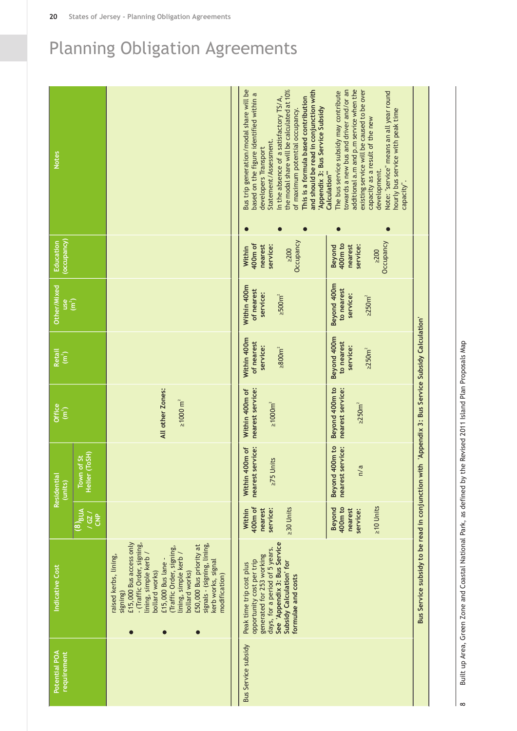# Planning Obligation Agreements

| Potential POA requirement | Indicative Cost | Residential (units) | | Office (m²) | Retail (m²) | Other/Mixed use (m²) | Education (occupancy) | Notes |
|---|---|---|---|---|---|---|---|---|
| | | BUA / GZ / CNP[8] | Town of St Helier (ToSH) | | | | | |
| | • raised kerbs, lining, signing) • £15,000 Bus access only - (Traffic Order, signing, lining, simple kerb / bollard works) • £15,000 Bus lane - (Traffic Order, signing, lining, simple kerb / bollard works) • £50,000 Bus priority at signals - (signing, lining, kerb works, signal modification) | | | All other Zones: ≥1000 m² | | | | |
| Bus Service subsidy | Peak time trip cost plus opportunity cost per trip generated for 253 working days, for a period of 5 years. **See 'Appendix 3: Bus Service Subsidy Calculation' for formulae and costs** | Within 400m of nearest service: ≥30 Units | Within 400m of nearest service: ≥75 Units | Within 400m of nearest service: ≥1000m² | Within 400m of nearest service: ≥800m² | Within 400m of nearest service: ≥500m² | Within 400m of nearest service: ≥200 Occupancy | • Bus trip generation/modal share will be based on the figure identified within a developers Transport Statement/Assessment. • In the absence of a satisfactory TS/A, the modal share will be calculated at 10% of maximum potential occupancy. • **This is a formula based contribution and should be read in conjunction with 'Appendix 3: Bus Service Subsidy Calculation'** • The bus service subsidy may contribute towards a new bus and driver and/or an additional a.m and p.m service when the existing service will be caused to be over capacity as a result of the new development. • Note: "service" means an all year round hourly bus service with peak time capacity". |
| | | Beyond 400m to nearest service: ≥10 Units | Beyond 400m to nearest service: n/a | Beyond 400m to nearest service: ≥250m² | Beyond 400m to nearest service: ≥250m² | Beyond 400m to nearest service: ≥250m² | Beyond 400m to nearest service: ≥200 Occupancy | |
| | **Bus Service subsidy to be read in conjunction with 'Appendix 3: Bus Service Subsidy Calculation'** | | | | | | | |

8 Built up Area, Green Zone and Coastal National Park, as defined by the Revised 2011 Island Plan Proposals Map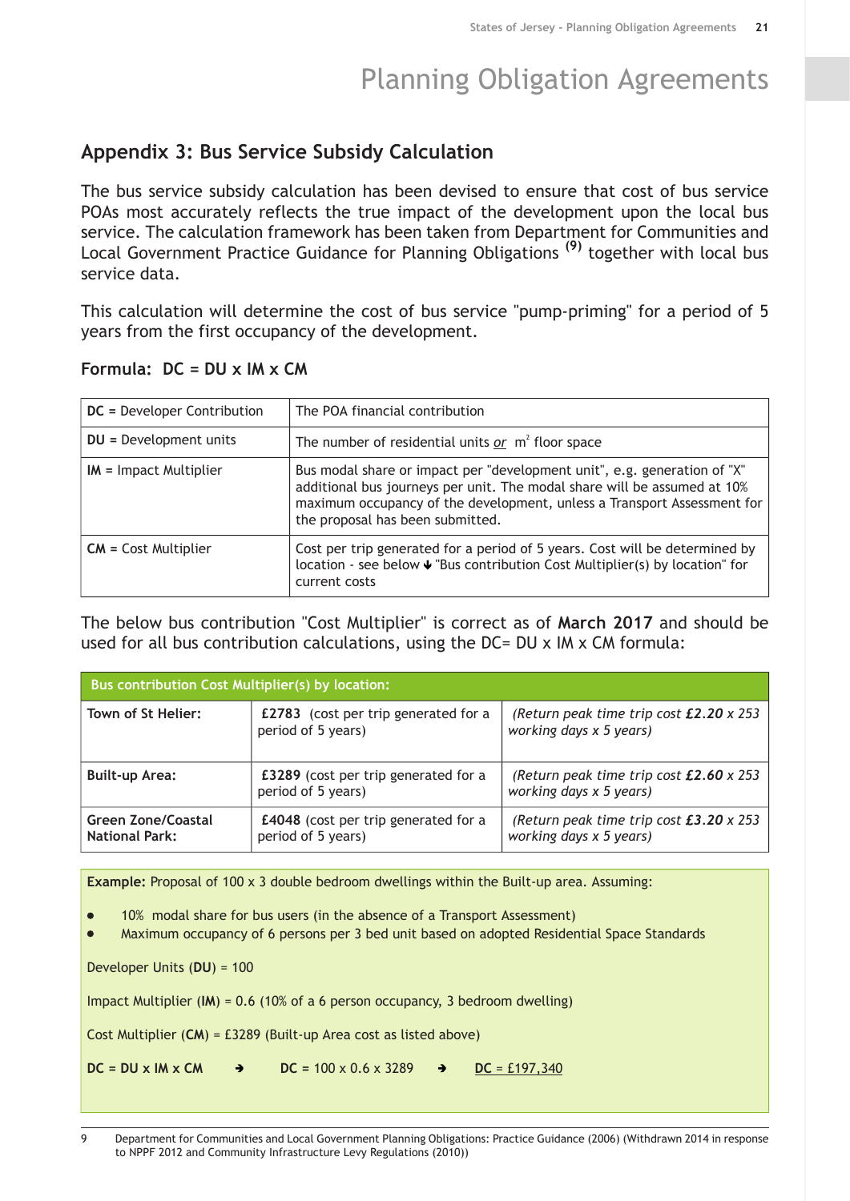# Planning Obligation Agreements

## Appendix 3: Bus Service Subsidy Calculation

The bus service subsidy calculation has been devised to ensure that cost of bus service POAs most accurately reflects the true impact of the development upon the local bus service. The calculation framework has been taken from Department for Communities and Local Government Practice Guidance for Planning Obligations [9] together with local bus service data.

This calculation will determine the cost of bus service "pump-priming" for a period of 5 years from the first occupancy of the development.

**Formula: DC = DU x IM x CM**

| | |
|---|---|
| **DC** = Developer Contribution | The POA financial contribution |
| **DU** = Development units | The number of residential units *or* m² floor space |
| **IM** = Impact Multiplier | Bus modal share or impact per "development unit", e.g. generation of "X" additional bus journeys per unit. The modal share will be assumed at 10% maximum occupancy of the development, unless a Transport Assessment for the proposal has been submitted. |
| **CM** = Cost Multiplier | Cost per trip generated for a period of 5 years. Cost will be determined by location - see below ↓ "Bus contribution Cost Multiplier(s) by location" for current costs |

The below bus contribution "Cost Multiplier" is correct as of **March 2017** and should be used for all bus contribution calculations, using the DC= DU x IM x CM formula:

| **Bus contribution Cost Multiplier(s) by location:** | | |
|---|---|---|
| **Town of St Helier:** | **£2783** (cost per trip generated for a period of 5 years) | *(Return peak time trip cost **£2.20** x 253 working days x 5 years)* |
| **Built-up Area:** | **£3289** (cost per trip generated for a period of 5 years) | *(Return peak time trip cost **£2.60** x 253 working days x 5 years)* |
| **Green Zone/Coastal National Park:** | **£4048** (cost per trip generated for a period of 5 years) | *(Return peak time trip cost **£3.20** x 253 working days x 5 years)* |

**Example:** Proposal of 100 x 3 double bedroom dwellings within the Built-up area. Assuming:

- 10% modal share for bus users (in the absence of a Transport Assessment)
- Maximum occupancy of 6 persons per 3 bed unit based on adopted Residential Space Standards

Developer Units (**DU**) = 100

Impact Multiplier (**IM**) = 0.6 (10% of a 6 person occupancy, 3 bedroom dwelling)

Cost Multiplier (**CM**) = £3289 (Built-up Area cost as listed above)

**DC = DU x IM x CM** ➔ **DC** = 100 x 0.6 x 3289 ➔ **DC** = £197,340

9 Department for Communities and Local Government Planning Obligations: Practice Guidance (2006) (Withdrawn 2014 in response to NPPF 2012 and Community Infrastructure Levy Regulations (2010))